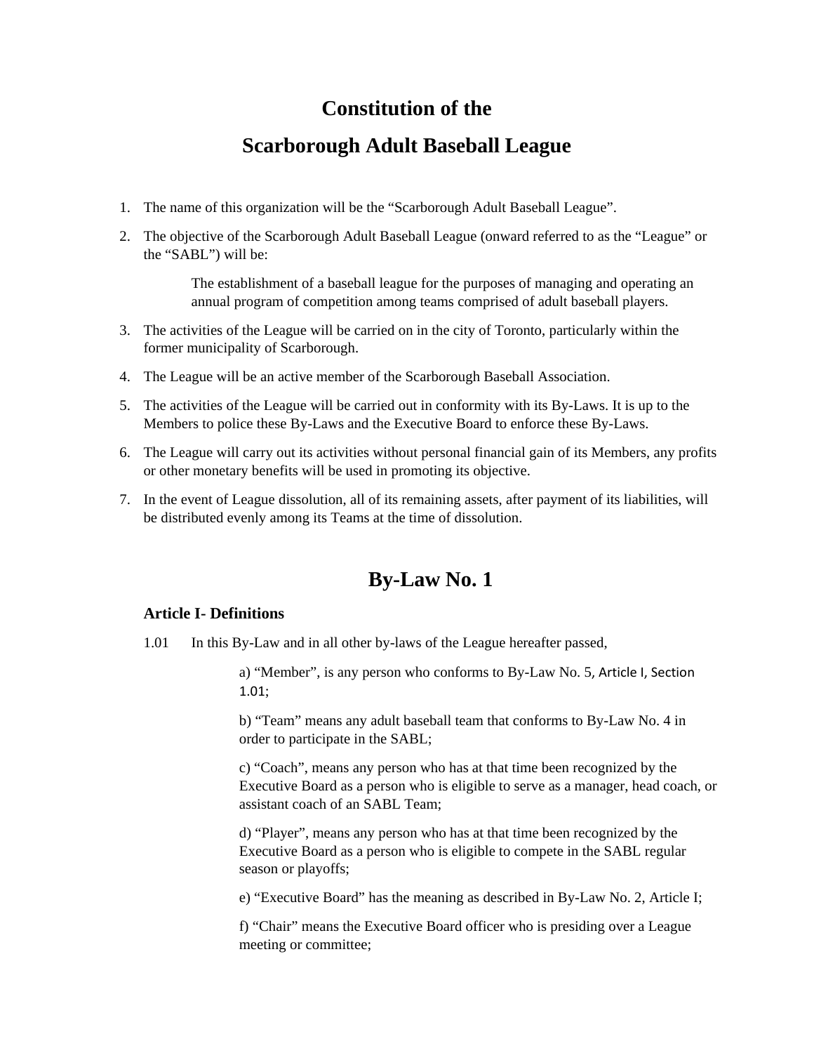# Constitution of the
# Scarborough Adult Baseball League

1. The name of this organization will be the "Scarborough Adult Baseball League".
2. The objective of the Scarborough Adult Baseball League (onward referred to as the "League" or the "SABL") will be:

   The establishment of a baseball league for the purposes of managing and operating an annual program of competition among teams comprised of adult baseball players.

3. The activities of the League will be carried on in the city of Toronto, particularly within the former municipality of Scarborough.
4. The League will be an active member of the Scarborough Baseball Association.
5. The activities of the League will be carried out in conformity with its By-Laws. It is up to the Members to police these By-Laws and the Executive Board to enforce these By-Laws.
6. The League will carry out its activities without personal financial gain of its Members, any profits or other monetary benefits will be used in promoting its objective.
7. In the event of League dissolution, all of its remaining assets, after payment of its liabilities, will be distributed evenly among its Teams at the time of dissolution.

# By-Law No. 1

## Article I- Definitions

1.01 In this By-Law and in all other by-laws of the League hereafter passed,

a) "Member", is any person who conforms to By-Law No. 5, Article I, Section 1.01;

b) "Team" means any adult baseball team that conforms to By-Law No. 4 in order to participate in the SABL;

c) "Coach", means any person who has at that time been recognized by the Executive Board as a person who is eligible to serve as a manager, head coach, or assistant coach of an SABL Team;

d) "Player", means any person who has at that time been recognized by the Executive Board as a person who is eligible to compete in the SABL regular season or playoffs;

e) "Executive Board" has the meaning as described in By-Law No. 2, Article I;

f) "Chair" means the Executive Board officer who is presiding over a League meeting or committee;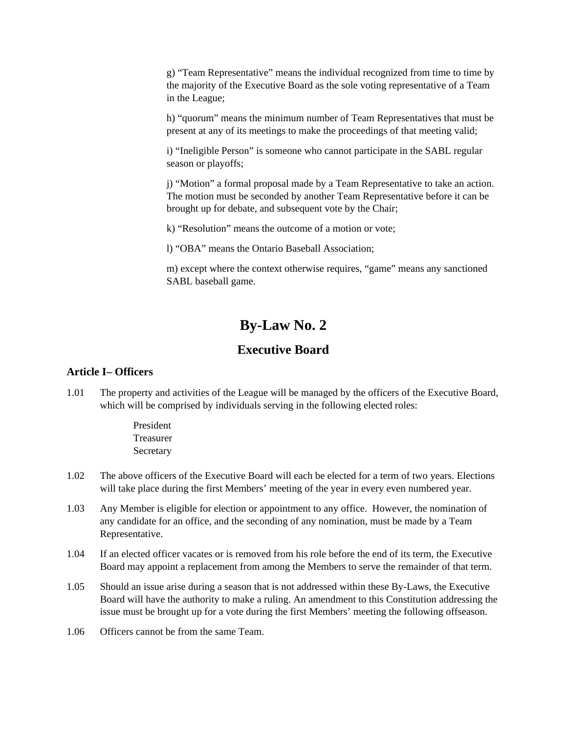g) “Team Representative” means the individual recognized from time to time by the majority of the Executive Board as the sole voting representative of a Team in the League;

h) “quorum” means the minimum number of Team Representatives that must be present at any of its meetings to make the proceedings of that meeting valid;

i) “Ineligible Person” is someone who cannot participate in the SABL regular season or playoffs;

j) “Motion” a formal proposal made by a Team Representative to take an action. The motion must be seconded by another Team Representative before it can be brought up for debate, and subsequent vote by the Chair;

k) “Resolution” means the outcome of a motion or vote;

l) “OBA” means the Ontario Baseball Association;

m) except where the context otherwise requires, “game” means any sanctioned SABL baseball game.

# By-Law No. 2

## Executive Board

### Article I– Officers

1.01 The property and activities of the League will be managed by the officers of the Executive Board, which will be comprised by individuals serving in the following elected roles:

President
Treasurer
Secretary

1.02 The above officers of the Executive Board will each be elected for a term of two years. Elections will take place during the first Members’ meeting of the year in every even numbered year.

1.03 Any Member is eligible for election or appointment to any office. However, the nomination of any candidate for an office, and the seconding of any nomination, must be made by a Team Representative.

1.04 If an elected officer vacates or is removed from his role before the end of its term, the Executive Board may appoint a replacement from among the Members to serve the remainder of that term.

1.05 Should an issue arise during a season that is not addressed within these By-Laws, the Executive Board will have the authority to make a ruling. An amendment to this Constitution addressing the issue must be brought up for a vote during the first Members’ meeting the following offseason.

1.06 Officers cannot be from the same Team.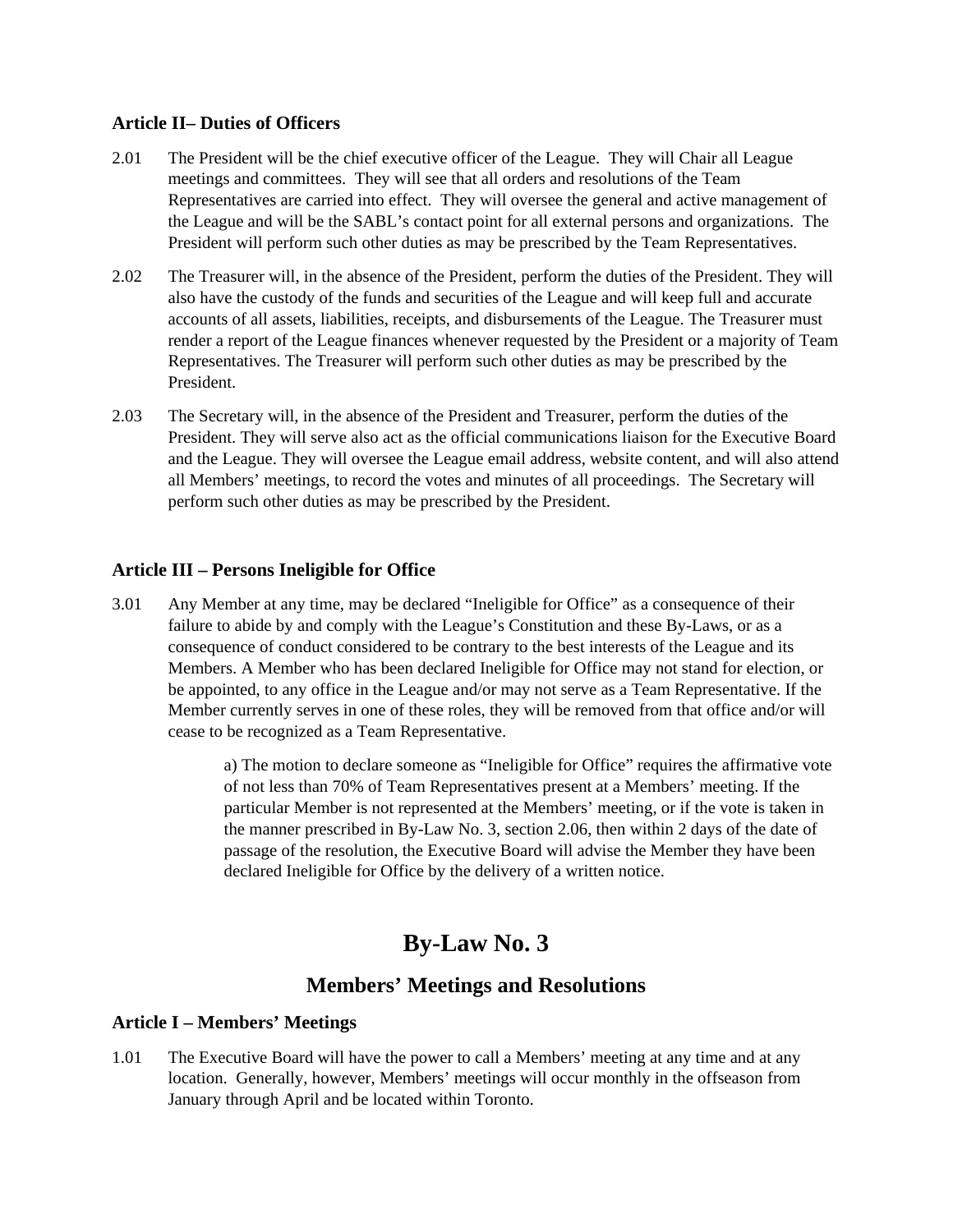### Article II– Duties of Officers

2.01 The President will be the chief executive officer of the League. They will Chair all League meetings and committees. They will see that all orders and resolutions of the Team Representatives are carried into effect. They will oversee the general and active management of the League and will be the SABL's contact point for all external persons and organizations. The President will perform such other duties as may be prescribed by the Team Representatives.

2.02 The Treasurer will, in the absence of the President, perform the duties of the President. They will also have the custody of the funds and securities of the League and will keep full and accurate accounts of all assets, liabilities, receipts, and disbursements of the League. The Treasurer must render a report of the League finances whenever requested by the President or a majority of Team Representatives. The Treasurer will perform such other duties as may be prescribed by the President.

2.03 The Secretary will, in the absence of the President and Treasurer, perform the duties of the President. They will serve also act as the official communications liaison for the Executive Board and the League. They will oversee the League email address, website content, and will also attend all Members' meetings, to record the votes and minutes of all proceedings. The Secretary will perform such other duties as may be prescribed by the President.

### Article III – Persons Ineligible for Office

3.01 Any Member at any time, may be declared "Ineligible for Office" as a consequence of their failure to abide by and comply with the League's Constitution and these By-Laws, or as a consequence of conduct considered to be contrary to the best interests of the League and its Members. A Member who has been declared Ineligible for Office may not stand for election, or be appointed, to any office in the League and/or may not serve as a Team Representative. If the Member currently serves in one of these roles, they will be removed from that office and/or will cease to be recognized as a Team Representative.

> a) The motion to declare someone as "Ineligible for Office" requires the affirmative vote of not less than 70% of Team Representatives present at a Members' meeting. If the particular Member is not represented at the Members' meeting, or if the vote is taken in the manner prescribed in By-Law No. 3, section 2.06, then within 2 days of the date of passage of the resolution, the Executive Board will advise the Member they have been declared Ineligible for Office by the delivery of a written notice.

# By-Law No. 3

## Members' Meetings and Resolutions

### Article I – Members' Meetings

1.01 The Executive Board will have the power to call a Members' meeting at any time and at any location. Generally, however, Members' meetings will occur monthly in the offseason from January through April and be located within Toronto.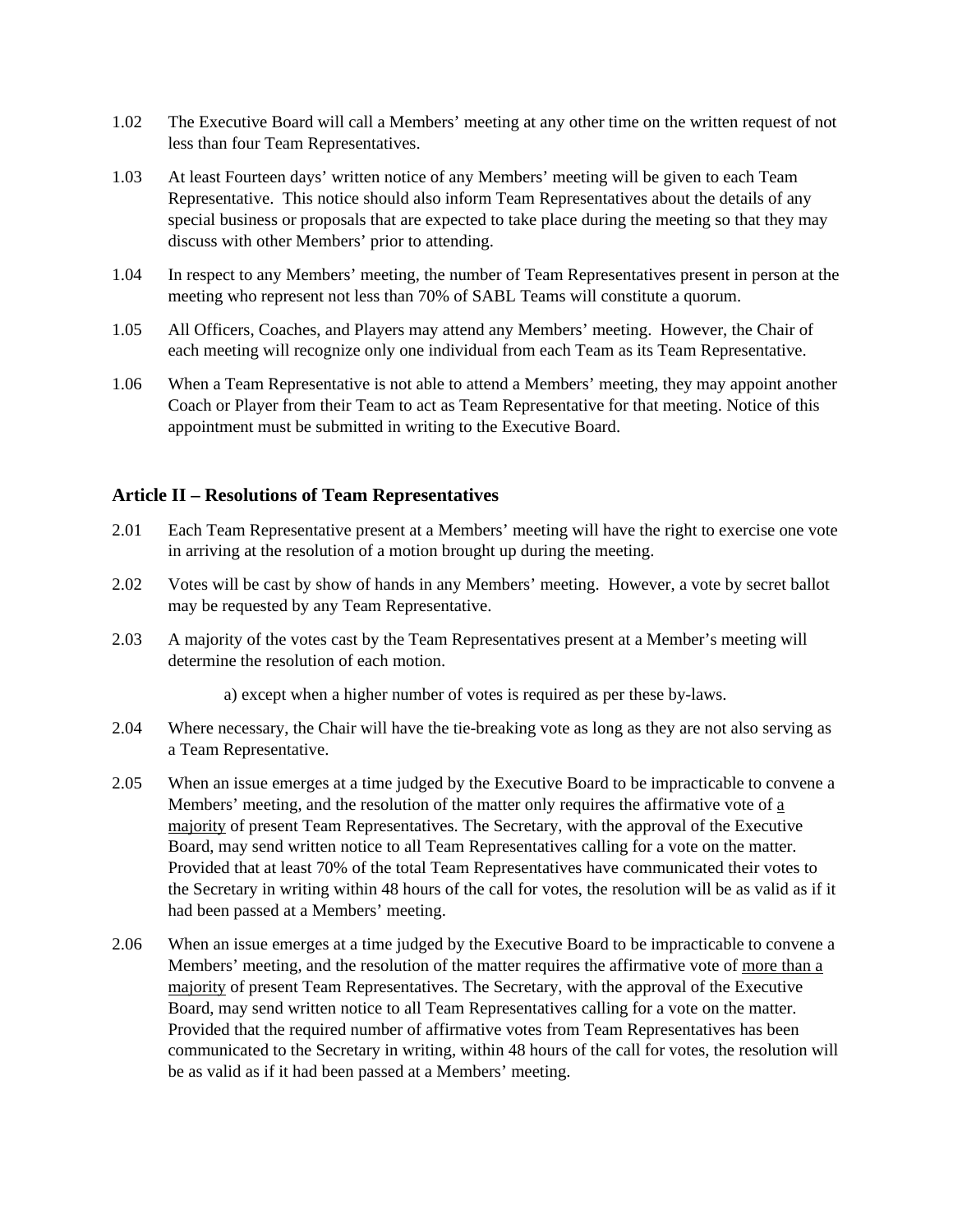1.02 The Executive Board will call a Members' meeting at any other time on the written request of not less than four Team Representatives.

1.03 At least Fourteen days' written notice of any Members' meeting will be given to each Team Representative. This notice should also inform Team Representatives about the details of any special business or proposals that are expected to take place during the meeting so that they may discuss with other Members' prior to attending.

1.04 In respect to any Members' meeting, the number of Team Representatives present in person at the meeting who represent not less than 70% of SABL Teams will constitute a quorum.

1.05 All Officers, Coaches, and Players may attend any Members' meeting. However, the Chair of each meeting will recognize only one individual from each Team as its Team Representative.

1.06 When a Team Representative is not able to attend a Members' meeting, they may appoint another Coach or Player from their Team to act as Team Representative for that meeting. Notice of this appointment must be submitted in writing to the Executive Board.

### Article II – Resolutions of Team Representatives

2.01 Each Team Representative present at a Members' meeting will have the right to exercise one vote in arriving at the resolution of a motion brought up during the meeting.

2.02 Votes will be cast by show of hands in any Members' meeting. However, a vote by secret ballot may be requested by any Team Representative.

2.03 A majority of the votes cast by the Team Representatives present at a Member's meeting will determine the resolution of each motion.

a) except when a higher number of votes is required as per these by-laws.

2.04 Where necessary, the Chair will have the tie-breaking vote as long as they are not also serving as a Team Representative.

2.05 When an issue emerges at a time judged by the Executive Board to be impracticable to convene a Members' meeting, and the resolution of the matter only requires the affirmative vote of <u>a majority</u> of present Team Representatives. The Secretary, with the approval of the Executive Board, may send written notice to all Team Representatives calling for a vote on the matter. Provided that at least 70% of the total Team Representatives have communicated their votes to the Secretary in writing within 48 hours of the call for votes, the resolution will be as valid as if it had been passed at a Members' meeting.

2.06 When an issue emerges at a time judged by the Executive Board to be impracticable to convene a Members' meeting, and the resolution of the matter requires the affirmative vote of <u>more than a majority</u> of present Team Representatives. The Secretary, with the approval of the Executive Board, may send written notice to all Team Representatives calling for a vote on the matter. Provided that the required number of affirmative votes from Team Representatives has been communicated to the Secretary in writing, within 48 hours of the call for votes, the resolution will be as valid as if it had been passed at a Members' meeting.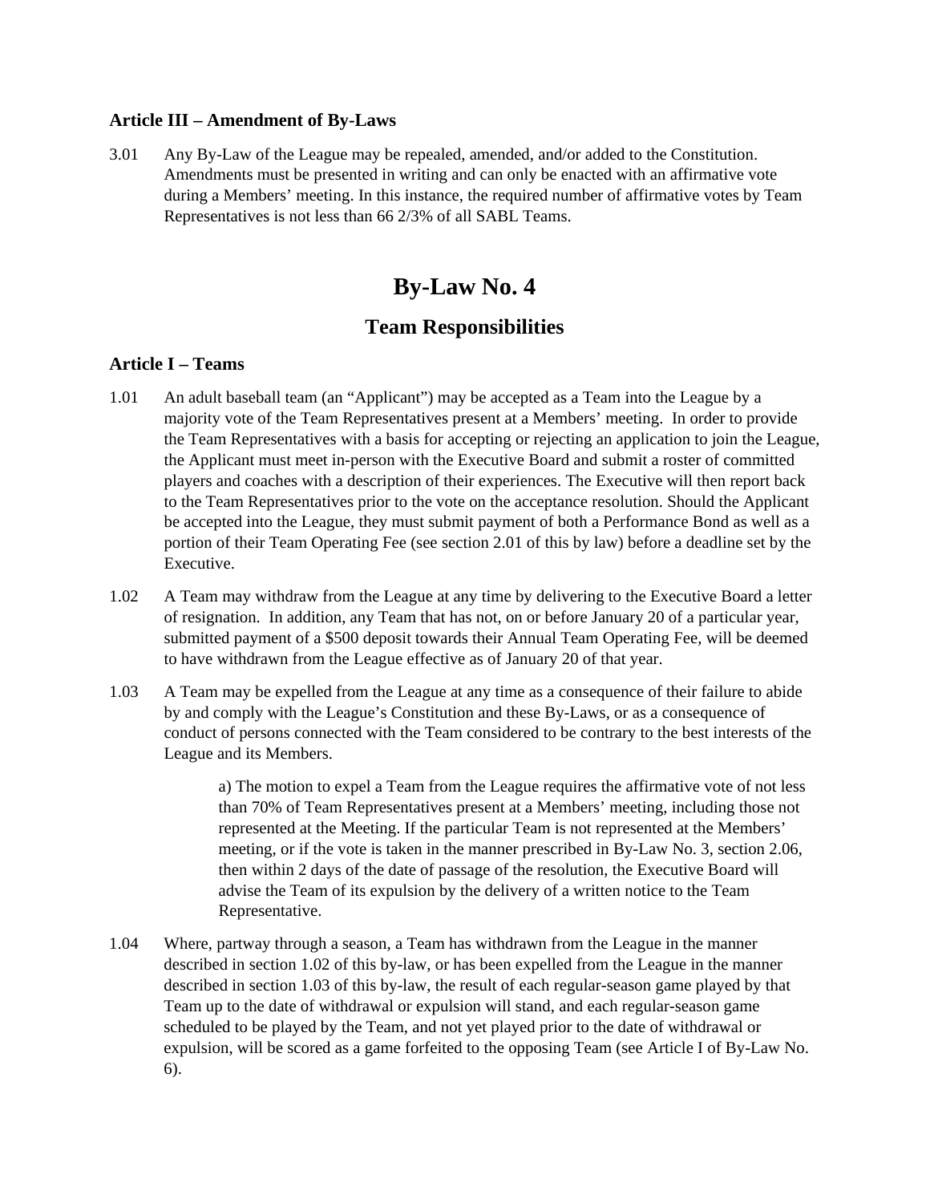### Article III – Amendment of By-Laws

3.01 Any By-Law of the League may be repealed, amended, and/or added to the Constitution. Amendments must be presented in writing and can only be enacted with an affirmative vote during a Members' meeting. In this instance, the required number of affirmative votes by Team Representatives is not less than 66 2/3% of all SABL Teams.

# By-Law No. 4

## Team Responsibilities

### Article I – Teams

1.01 An adult baseball team (an "Applicant") may be accepted as a Team into the League by a majority vote of the Team Representatives present at a Members' meeting. In order to provide the Team Representatives with a basis for accepting or rejecting an application to join the League, the Applicant must meet in-person with the Executive Board and submit a roster of committed players and coaches with a description of their experiences. The Executive will then report back to the Team Representatives prior to the vote on the acceptance resolution. Should the Applicant be accepted into the League, they must submit payment of both a Performance Bond as well as a portion of their Team Operating Fee (see section 2.01 of this by law) before a deadline set by the Executive.

1.02 A Team may withdraw from the League at any time by delivering to the Executive Board a letter of resignation. In addition, any Team that has not, on or before January 20 of a particular year, submitted payment of a $500 deposit towards their Annual Team Operating Fee, will be deemed to have withdrawn from the League effective as of January 20 of that year.

1.03 A Team may be expelled from the League at any time as a consequence of their failure to abide by and comply with the League's Constitution and these By-Laws, or as a consequence of conduct of persons connected with the Team considered to be contrary to the best interests of the League and its Members.

> a) The motion to expel a Team from the League requires the affirmative vote of not less than 70% of Team Representatives present at a Members' meeting, including those not represented at the Meeting. If the particular Team is not represented at the Members' meeting, or if the vote is taken in the manner prescribed in By-Law No. 3, section 2.06, then within 2 days of the date of passage of the resolution, the Executive Board will advise the Team of its expulsion by the delivery of a written notice to the Team Representative.

1.04 Where, partway through a season, a Team has withdrawn from the League in the manner described in section 1.02 of this by-law, or has been expelled from the League in the manner described in section 1.03 of this by-law, the result of each regular-season game played by that Team up to the date of withdrawal or expulsion will stand, and each regular-season game scheduled to be played by the Team, and not yet played prior to the date of withdrawal or expulsion, will be scored as a game forfeited to the opposing Team (see Article I of By-Law No. 6).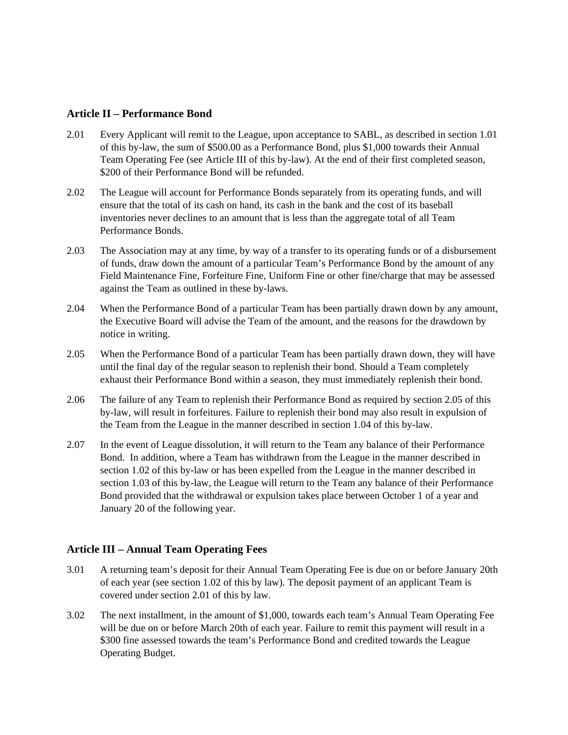## Article II – Performance Bond

2.01 Every Applicant will remit to the League, upon acceptance to SABL, as described in section 1.01 of this by-law, the sum of $500.00 as a Performance Bond, plus $1,000 towards their Annual Team Operating Fee (see Article III of this by-law). At the end of their first completed season, $200 of their Performance Bond will be refunded.

2.02 The League will account for Performance Bonds separately from its operating funds, and will ensure that the total of its cash on hand, its cash in the bank and the cost of its baseball inventories never declines to an amount that is less than the aggregate total of all Team Performance Bonds.

2.03 The Association may at any time, by way of a transfer to its operating funds or of a disbursement of funds, draw down the amount of a particular Team's Performance Bond by the amount of any Field Maintenance Fine, Forfeiture Fine, Uniform Fine or other fine/charge that may be assessed against the Team as outlined in these by-laws.

2.04 When the Performance Bond of a particular Team has been partially drawn down by any amount, the Executive Board will advise the Team of the amount, and the reasons for the drawdown by notice in writing.

2.05 When the Performance Bond of a particular Team has been partially drawn down, they will have until the final day of the regular season to replenish their bond. Should a Team completely exhaust their Performance Bond within a season, they must immediately replenish their bond.

2.06 The failure of any Team to replenish their Performance Bond as required by section 2.05 of this by-law, will result in forfeitures. Failure to replenish their bond may also result in expulsion of the Team from the League in the manner described in section 1.04 of this by-law.

2.07 In the event of League dissolution, it will return to the Team any balance of their Performance Bond. In addition, where a Team has withdrawn from the League in the manner described in section 1.02 of this by-law or has been expelled from the League in the manner described in section 1.03 of this by-law, the League will return to the Team any balance of their Performance Bond provided that the withdrawal or expulsion takes place between October 1 of a year and January 20 of the following year.

## Article III – Annual Team Operating Fees

3.01 A returning team's deposit for their Annual Team Operating Fee is due on or before January 20th of each year (see section 1.02 of this by law). The deposit payment of an applicant Team is covered under section 2.01 of this by law.

3.02 The next installment, in the amount of $1,000, towards each team's Annual Team Operating Fee will be due on or before March 20th of each year. Failure to remit this payment will result in a $300 fine assessed towards the team's Performance Bond and credited towards the League Operating Budget.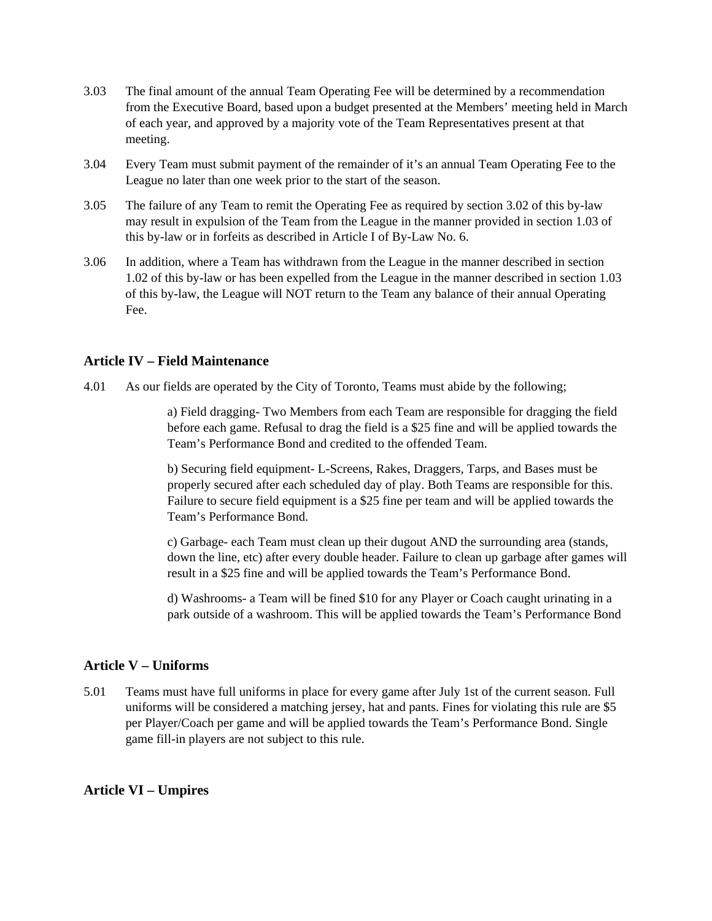3.03 The final amount of the annual Team Operating Fee will be determined by a recommendation from the Executive Board, based upon a budget presented at the Members' meeting held in March of each year, and approved by a majority vote of the Team Representatives present at that meeting.

3.04 Every Team must submit payment of the remainder of it's an annual Team Operating Fee to the League no later than one week prior to the start of the season.

3.05 The failure of any Team to remit the Operating Fee as required by section 3.02 of this by-law may result in expulsion of the Team from the League in the manner provided in section 1.03 of this by-law or in forfeits as described in Article I of By-Law No. 6.

3.06 In addition, where a Team has withdrawn from the League in the manner described in section 1.02 of this by-law or has been expelled from the League in the manner described in section 1.03 of this by-law, the League will NOT return to the Team any balance of their annual Operating Fee.

### Article IV – Field Maintenance

4.01 As our fields are operated by the City of Toronto, Teams must abide by the following;

a) Field dragging- Two Members from each Team are responsible for dragging the field before each game. Refusal to drag the field is a $25 fine and will be applied towards the Team's Performance Bond and credited to the offended Team.

b) Securing field equipment- L-Screens, Rakes, Draggers, Tarps, and Bases must be properly secured after each scheduled day of play. Both Teams are responsible for this. Failure to secure field equipment is a $25 fine per team and will be applied towards the Team's Performance Bond.

c) Garbage- each Team must clean up their dugout AND the surrounding area (stands, down the line, etc) after every double header. Failure to clean up garbage after games will result in a $25 fine and will be applied towards the Team's Performance Bond.

d) Washrooms- a Team will be fined $10 for any Player or Coach caught urinating in a park outside of a washroom. This will be applied towards the Team's Performance Bond

### Article V – Uniforms

5.01 Teams must have full uniforms in place for every game after July 1st of the current season. Full uniforms will be considered a matching jersey, hat and pants. Fines for violating this rule are $5 per Player/Coach per game and will be applied towards the Team's Performance Bond. Single game fill-in players are not subject to this rule.

### Article VI – Umpires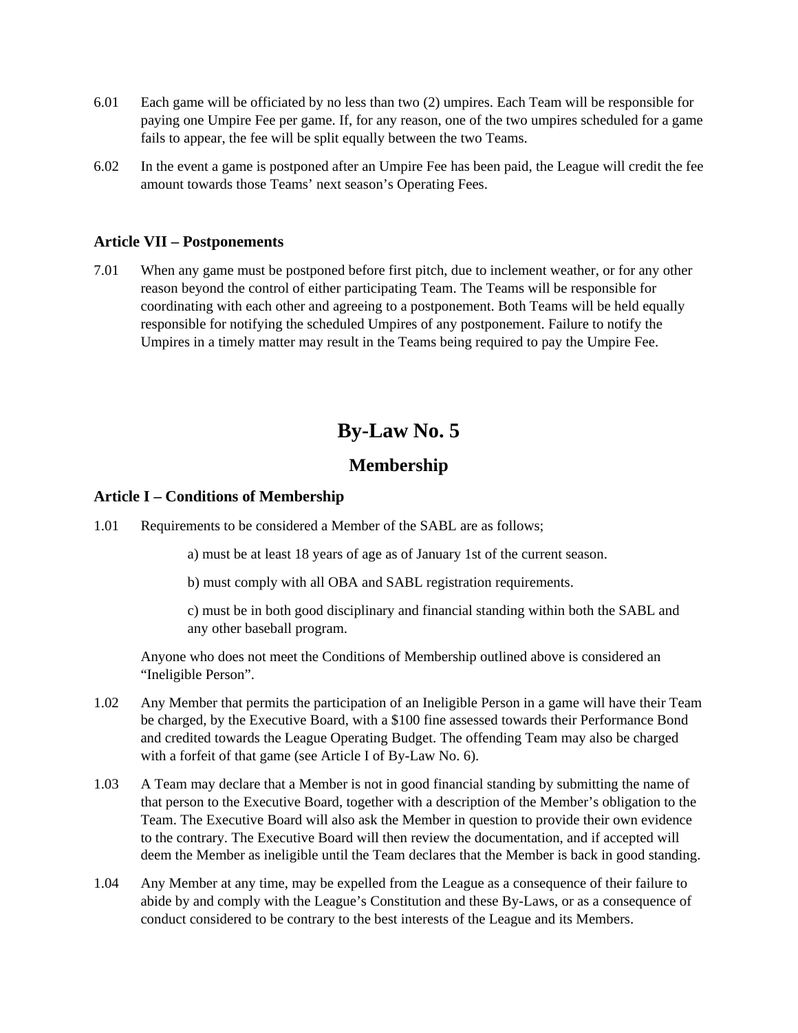6.01 Each game will be officiated by no less than two (2) umpires. Each Team will be responsible for paying one Umpire Fee per game. If, for any reason, one of the two umpires scheduled for a game fails to appear, the fee will be split equally between the two Teams.

6.02 In the event a game is postponed after an Umpire Fee has been paid, the League will credit the fee amount towards those Teams' next season's Operating Fees.

### Article VII – Postponements

7.01 When any game must be postponed before first pitch, due to inclement weather, or for any other reason beyond the control of either participating Team. The Teams will be responsible for coordinating with each other and agreeing to a postponement. Both Teams will be held equally responsible for notifying the scheduled Umpires of any postponement. Failure to notify the Umpires in a timely matter may result in the Teams being required to pay the Umpire Fee.

# By-Law No. 5

## Membership

### Article I – Conditions of Membership

1.01 Requirements to be considered a Member of the SABL are as follows;

a) must be at least 18 years of age as of January 1st of the current season.

b) must comply with all OBA and SABL registration requirements.

c) must be in both good disciplinary and financial standing within both the SABL and any other baseball program.

Anyone who does not meet the Conditions of Membership outlined above is considered an "Ineligible Person".

1.02 Any Member that permits the participation of an Ineligible Person in a game will have their Team be charged, by the Executive Board, with a $100 fine assessed towards their Performance Bond and credited towards the League Operating Budget. The offending Team may also be charged with a forfeit of that game (see Article I of By-Law No. 6).

1.03 A Team may declare that a Member is not in good financial standing by submitting the name of that person to the Executive Board, together with a description of the Member's obligation to the Team. The Executive Board will also ask the Member in question to provide their own evidence to the contrary. The Executive Board will then review the documentation, and if accepted will deem the Member as ineligible until the Team declares that the Member is back in good standing.

1.04 Any Member at any time, may be expelled from the League as a consequence of their failure to abide by and comply with the League's Constitution and these By-Laws, or as a consequence of conduct considered to be contrary to the best interests of the League and its Members.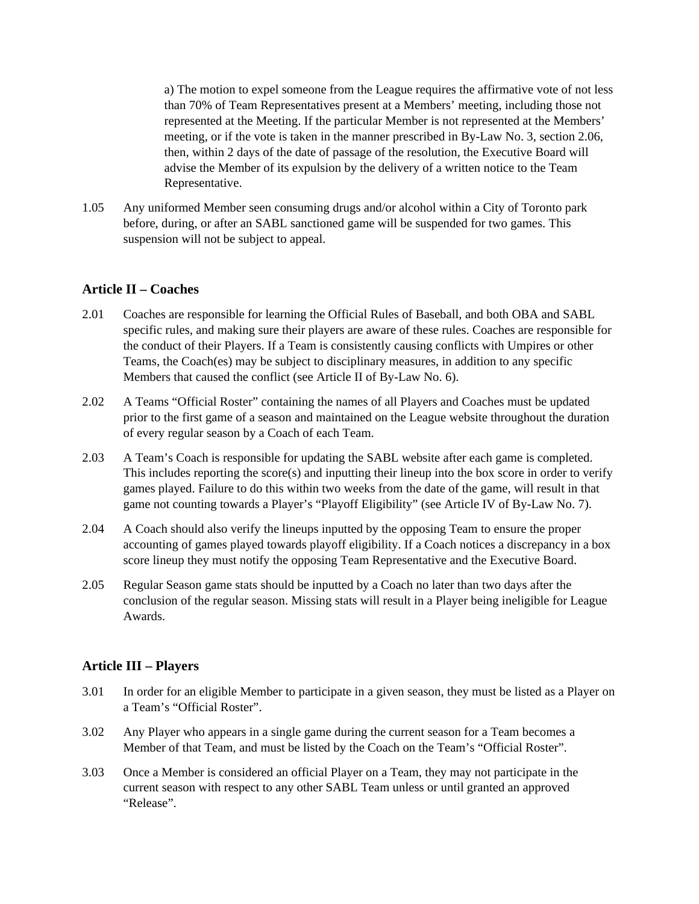a) The motion to expel someone from the League requires the affirmative vote of not less than 70% of Team Representatives present at a Members' meeting, including those not represented at the Meeting. If the particular Member is not represented at the Members' meeting, or if the vote is taken in the manner prescribed in By-Law No. 3, section 2.06, then, within 2 days of the date of passage of the resolution, the Executive Board will advise the Member of its expulsion by the delivery of a written notice to the Team Representative.

1.05 Any uniformed Member seen consuming drugs and/or alcohol within a City of Toronto park before, during, or after an SABL sanctioned game will be suspended for two games. This suspension will not be subject to appeal.

### Article II – Coaches

2.01 Coaches are responsible for learning the Official Rules of Baseball, and both OBA and SABL specific rules, and making sure their players are aware of these rules. Coaches are responsible for the conduct of their Players. If a Team is consistently causing conflicts with Umpires or other Teams, the Coach(es) may be subject to disciplinary measures, in addition to any specific Members that caused the conflict (see Article II of By-Law No. 6).

2.02 A Teams "Official Roster" containing the names of all Players and Coaches must be updated prior to the first game of a season and maintained on the League website throughout the duration of every regular season by a Coach of each Team.

2.03 A Team's Coach is responsible for updating the SABL website after each game is completed. This includes reporting the score(s) and inputting their lineup into the box score in order to verify games played. Failure to do this within two weeks from the date of the game, will result in that game not counting towards a Player's "Playoff Eligibility" (see Article IV of By-Law No. 7).

2.04 A Coach should also verify the lineups inputted by the opposing Team to ensure the proper accounting of games played towards playoff eligibility. If a Coach notices a discrepancy in a box score lineup they must notify the opposing Team Representative and the Executive Board.

2.05 Regular Season game stats should be inputted by a Coach no later than two days after the conclusion of the regular season. Missing stats will result in a Player being ineligible for League Awards.

### Article III – Players

3.01 In order for an eligible Member to participate in a given season, they must be listed as a Player on a Team's "Official Roster".

3.02 Any Player who appears in a single game during the current season for a Team becomes a Member of that Team, and must be listed by the Coach on the Team's "Official Roster".

3.03 Once a Member is considered an official Player on a Team, they may not participate in the current season with respect to any other SABL Team unless or until granted an approved "Release".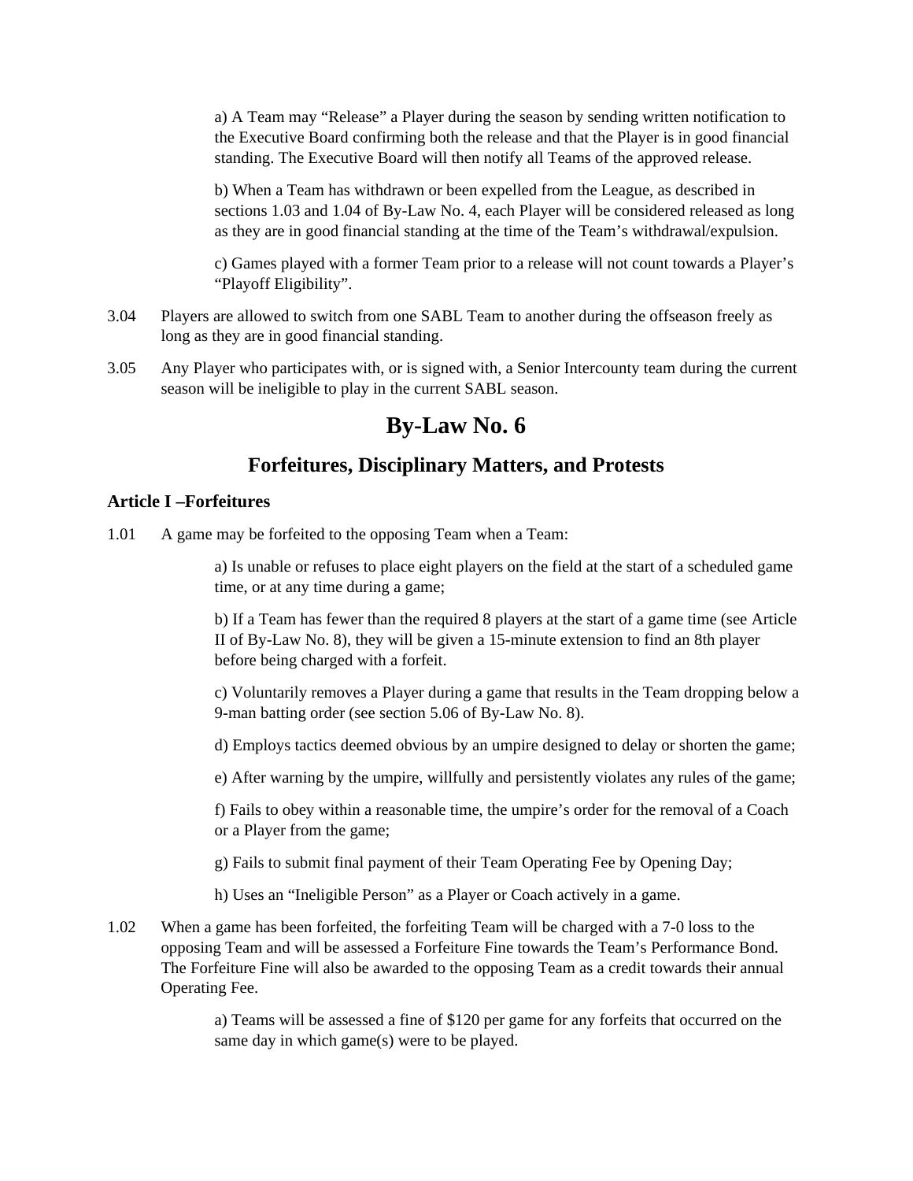a) A Team may "Release" a Player during the season by sending written notification to the Executive Board confirming both the release and that the Player is in good financial standing. The Executive Board will then notify all Teams of the approved release.

b) When a Team has withdrawn or been expelled from the League, as described in sections 1.03 and 1.04 of By-Law No. 4, each Player will be considered released as long as they are in good financial standing at the time of the Team's withdrawal/expulsion.

c) Games played with a former Team prior to a release will not count towards a Player's "Playoff Eligibility".

3.04 Players are allowed to switch from one SABL Team to another during the offseason freely as long as they are in good financial standing.

3.05 Any Player who participates with, or is signed with, a Senior Intercounty team during the current season will be ineligible to play in the current SABL season.

# By-Law No. 6

## Forfeitures, Disciplinary Matters, and Protests

### Article I –Forfeitures

1.01 A game may be forfeited to the opposing Team when a Team:

a) Is unable or refuses to place eight players on the field at the start of a scheduled game time, or at any time during a game;

b) If a Team has fewer than the required 8 players at the start of a game time (see Article II of By-Law No. 8), they will be given a 15-minute extension to find an 8th player before being charged with a forfeit.

c) Voluntarily removes a Player during a game that results in the Team dropping below a 9-man batting order (see section 5.06 of By-Law No. 8).

d) Employs tactics deemed obvious by an umpire designed to delay or shorten the game;

e) After warning by the umpire, willfully and persistently violates any rules of the game;

f) Fails to obey within a reasonable time, the umpire's order for the removal of a Coach or a Player from the game;

g) Fails to submit final payment of their Team Operating Fee by Opening Day;

h) Uses an "Ineligible Person" as a Player or Coach actively in a game.

1.02 When a game has been forfeited, the forfeiting Team will be charged with a 7-0 loss to the opposing Team and will be assessed a Forfeiture Fine towards the Team's Performance Bond. The Forfeiture Fine will also be awarded to the opposing Team as a credit towards their annual Operating Fee.

a) Teams will be assessed a fine of $120 per game for any forfeits that occurred on the same day in which game(s) were to be played.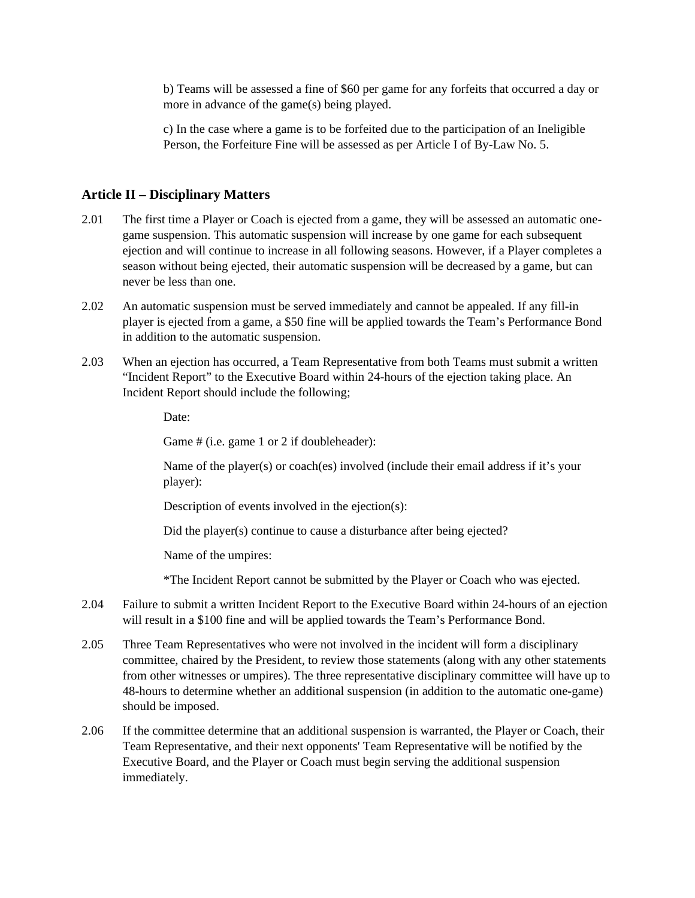b) Teams will be assessed a fine of $60 per game for any forfeits that occurred a day or more in advance of the game(s) being played.

c) In the case where a game is to be forfeited due to the participation of an Ineligible Person, the Forfeiture Fine will be assessed as per Article I of By-Law No. 5.

### Article II – Disciplinary Matters

2.01 The first time a Player or Coach is ejected from a game, they will be assessed an automatic one-game suspension. This automatic suspension will increase by one game for each subsequent ejection and will continue to increase in all following seasons. However, if a Player completes a season without being ejected, their automatic suspension will be decreased by a game, but can never be less than one.

2.02 An automatic suspension must be served immediately and cannot be appealed. If any fill-in player is ejected from a game, a $50 fine will be applied towards the Team's Performance Bond in addition to the automatic suspension.

2.03 When an ejection has occurred, a Team Representative from both Teams must submit a written "Incident Report" to the Executive Board within 24-hours of the ejection taking place. An Incident Report should include the following;

> Date:
>
> Game # (i.e. game 1 or 2 if doubleheader):
>
> Name of the player(s) or coach(es) involved (include their email address if it's your player):
>
> Description of events involved in the ejection(s):
>
> Did the player(s) continue to cause a disturbance after being ejected?
>
> Name of the umpires:
>
> *The Incident Report cannot be submitted by the Player or Coach who was ejected.

2.04 Failure to submit a written Incident Report to the Executive Board within 24-hours of an ejection will result in a $100 fine and will be applied towards the Team's Performance Bond.

2.05 Three Team Representatives who were not involved in the incident will form a disciplinary committee, chaired by the President, to review those statements (along with any other statements from other witnesses or umpires). The three representative disciplinary committee will have up to 48-hours to determine whether an additional suspension (in addition to the automatic one-game) should be imposed.

2.06 If the committee determine that an additional suspension is warranted, the Player or Coach, their Team Representative, and their next opponents' Team Representative will be notified by the Executive Board, and the Player or Coach must begin serving the additional suspension immediately.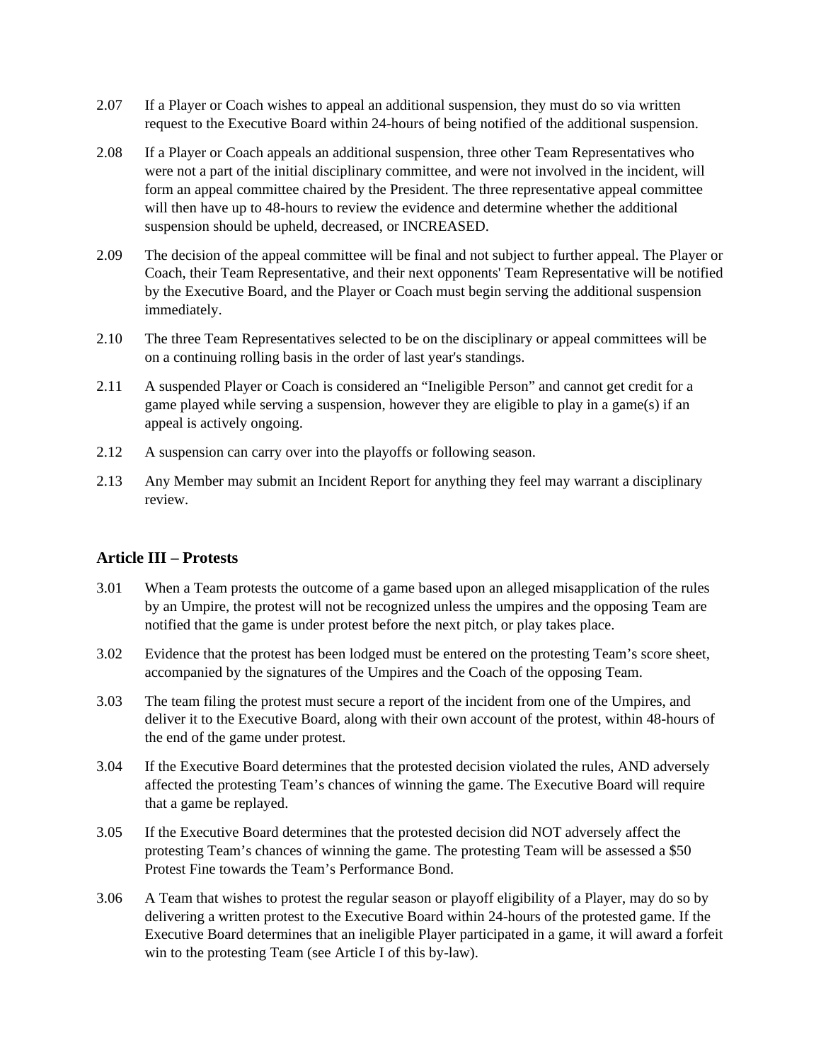2.07 If a Player or Coach wishes to appeal an additional suspension, they must do so via written request to the Executive Board within 24-hours of being notified of the additional suspension.

2.08 If a Player or Coach appeals an additional suspension, three other Team Representatives who were not a part of the initial disciplinary committee, and were not involved in the incident, will form an appeal committee chaired by the President. The three representative appeal committee will then have up to 48-hours to review the evidence and determine whether the additional suspension should be upheld, decreased, or INCREASED.

2.09 The decision of the appeal committee will be final and not subject to further appeal. The Player or Coach, their Team Representative, and their next opponents' Team Representative will be notified by the Executive Board, and the Player or Coach must begin serving the additional suspension immediately.

2.10 The three Team Representatives selected to be on the disciplinary or appeal committees will be on a continuing rolling basis in the order of last year's standings.

2.11 A suspended Player or Coach is considered an "Ineligible Person" and cannot get credit for a game played while serving a suspension, however they are eligible to play in a game(s) if an appeal is actively ongoing.

2.12 A suspension can carry over into the playoffs or following season.

2.13 Any Member may submit an Incident Report for anything they feel may warrant a disciplinary review.

### Article III – Protests

3.01 When a Team protests the outcome of a game based upon an alleged misapplication of the rules by an Umpire, the protest will not be recognized unless the umpires and the opposing Team are notified that the game is under protest before the next pitch, or play takes place.

3.02 Evidence that the protest has been lodged must be entered on the protesting Team's score sheet, accompanied by the signatures of the Umpires and the Coach of the opposing Team.

3.03 The team filing the protest must secure a report of the incident from one of the Umpires, and deliver it to the Executive Board, along with their own account of the protest, within 48-hours of the end of the game under protest.

3.04 If the Executive Board determines that the protested decision violated the rules, AND adversely affected the protesting Team's chances of winning the game. The Executive Board will require that a game be replayed.

3.05 If the Executive Board determines that the protested decision did NOT adversely affect the protesting Team's chances of winning the game. The protesting Team will be assessed a $50 Protest Fine towards the Team's Performance Bond.

3.06 A Team that wishes to protest the regular season or playoff eligibility of a Player, may do so by delivering a written protest to the Executive Board within 24-hours of the protested game. If the Executive Board determines that an ineligible Player participated in a game, it will award a forfeit win to the protesting Team (see Article I of this by-law).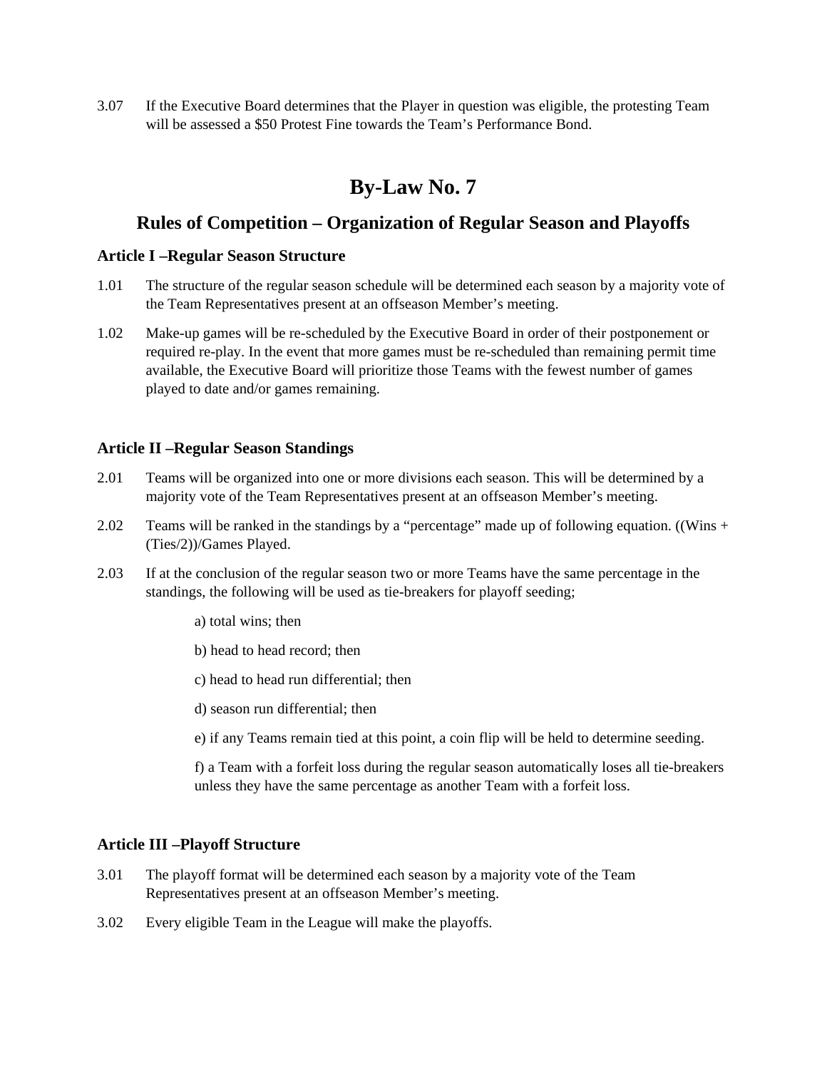3.07 If the Executive Board determines that the Player in question was eligible, the protesting Team will be assessed a $50 Protest Fine towards the Team's Performance Bond.

# By-Law No. 7

## Rules of Competition – Organization of Regular Season and Playoffs

### Article I –Regular Season Structure

1.01 The structure of the regular season schedule will be determined each season by a majority vote of the Team Representatives present at an offseason Member's meeting.

1.02 Make-up games will be re-scheduled by the Executive Board in order of their postponement or required re-play. In the event that more games must be re-scheduled than remaining permit time available, the Executive Board will prioritize those Teams with the fewest number of games played to date and/or games remaining.

### Article II –Regular Season Standings

2.01 Teams will be organized into one or more divisions each season. This will be determined by a majority vote of the Team Representatives present at an offseason Member's meeting.

2.02 Teams will be ranked in the standings by a "percentage" made up of following equation. ((Wins + (Ties/2))/Games Played.

2.03 If at the conclusion of the regular season two or more Teams have the same percentage in the standings, the following will be used as tie-breakers for playoff seeding;

a) total wins; then

b) head to head record; then

c) head to head run differential; then

d) season run differential; then

e) if any Teams remain tied at this point, a coin flip will be held to determine seeding.

f) a Team with a forfeit loss during the regular season automatically loses all tie-breakers unless they have the same percentage as another Team with a forfeit loss.

### Article III –Playoff Structure

3.01 The playoff format will be determined each season by a majority vote of the Team Representatives present at an offseason Member's meeting.

3.02 Every eligible Team in the League will make the playoffs.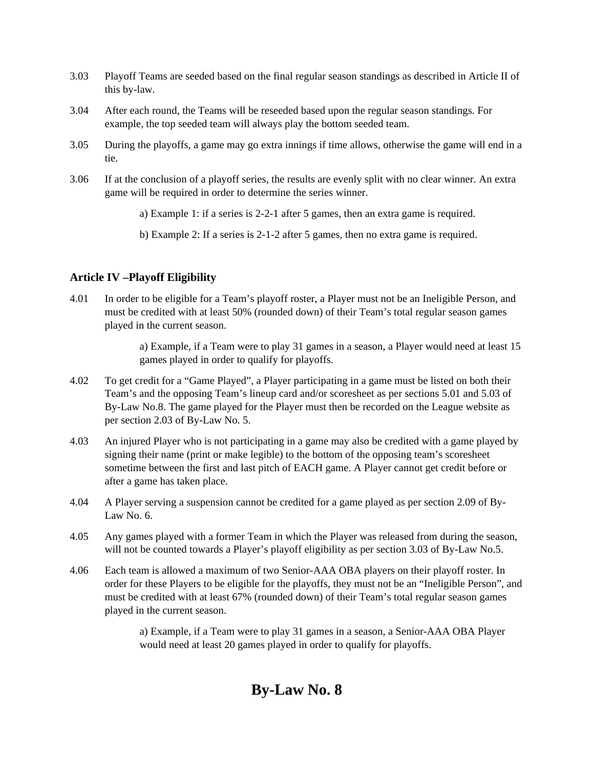3.03 Playoff Teams are seeded based on the final regular season standings as described in Article II of this by-law.

3.04 After each round, the Teams will be reseeded based upon the regular season standings. For example, the top seeded team will always play the bottom seeded team.

3.05 During the playoffs, a game may go extra innings if time allows, otherwise the game will end in a tie.

3.06 If at the conclusion of a playoff series, the results are evenly split with no clear winner. An extra game will be required in order to determine the series winner.

> a) Example 1: if a series is 2-2-1 after 5 games, then an extra game is required.
>
> b) Example 2: If a series is 2-1-2 after 5 games, then no extra game is required.

### Article IV –Playoff Eligibility

4.01 In order to be eligible for a Team's playoff roster, a Player must not be an Ineligible Person, and must be credited with at least 50% (rounded down) of their Team's total regular season games played in the current season.

> a) Example, if a Team were to play 31 games in a season, a Player would need at least 15 games played in order to qualify for playoffs.

4.02 To get credit for a "Game Played", a Player participating in a game must be listed on both their Team's and the opposing Team's lineup card and/or scoresheet as per sections 5.01 and 5.03 of By-Law No.8. The game played for the Player must then be recorded on the League website as per section 2.03 of By-Law No. 5.

4.03 An injured Player who is not participating in a game may also be credited with a game played by signing their name (print or make legible) to the bottom of the opposing team's scoresheet sometime between the first and last pitch of EACH game. A Player cannot get credit before or after a game has taken place.

4.04 A Player serving a suspension cannot be credited for a game played as per section 2.09 of By-Law No. 6.

4.05 Any games played with a former Team in which the Player was released from during the season, will not be counted towards a Player's playoff eligibility as per section 3.03 of By-Law No.5.

4.06 Each team is allowed a maximum of two Senior-AAA OBA players on their playoff roster. In order for these Players to be eligible for the playoffs, they must not be an "Ineligible Person", and must be credited with at least 67% (rounded down) of their Team's total regular season games played in the current season.

> a) Example, if a Team were to play 31 games in a season, a Senior-AAA OBA Player would need at least 20 games played in order to qualify for playoffs.

# By-Law No. 8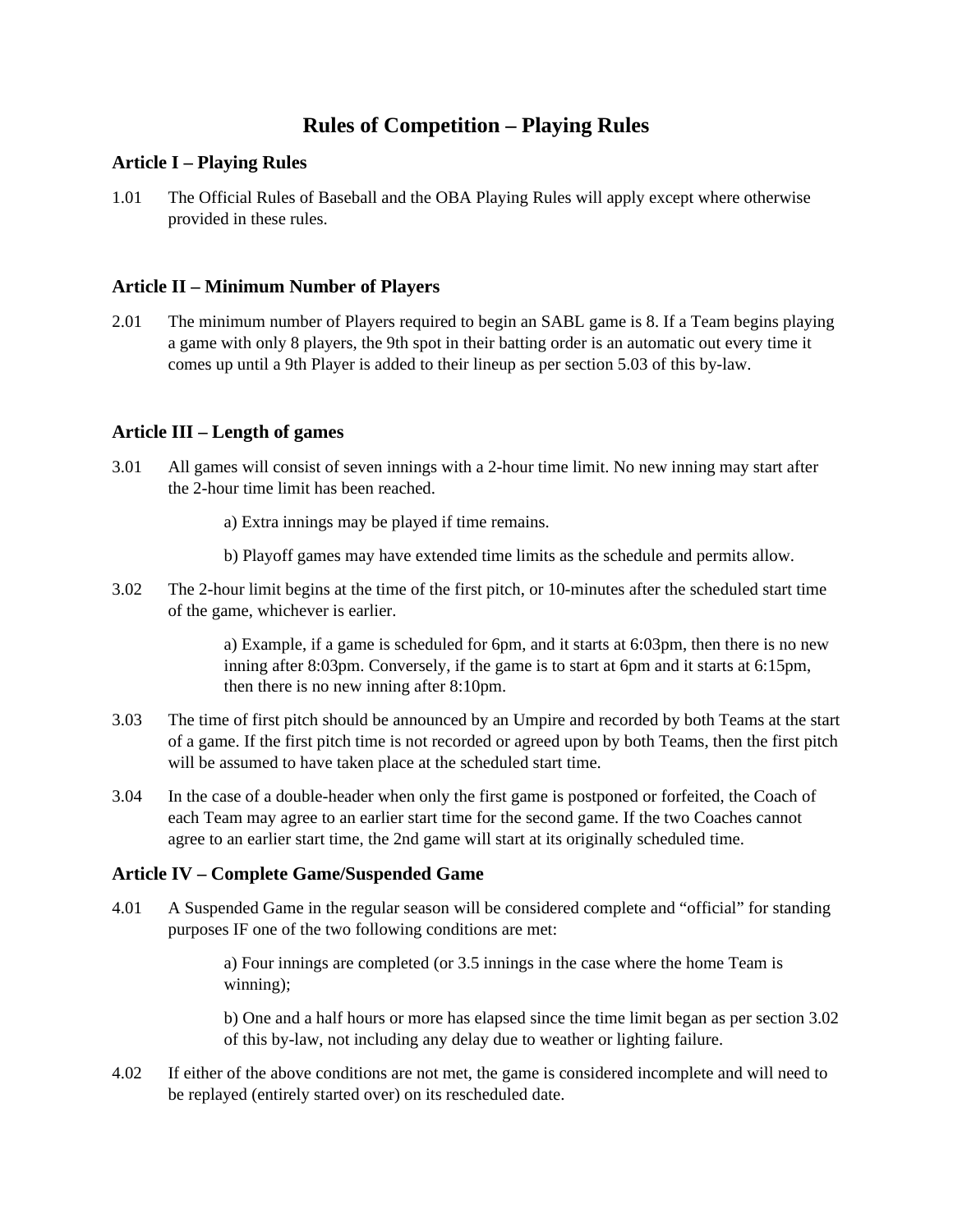# Rules of Competition – Playing Rules

## Article I – Playing Rules

1.01 The Official Rules of Baseball and the OBA Playing Rules will apply except where otherwise provided in these rules.

## Article II – Minimum Number of Players

2.01 The minimum number of Players required to begin an SABL game is 8. If a Team begins playing a game with only 8 players, the 9th spot in their batting order is an automatic out every time it comes up until a 9th Player is added to their lineup as per section 5.03 of this by-law.

## Article III – Length of games

3.01 All games will consist of seven innings with a 2-hour time limit. No new inning may start after the 2-hour time limit has been reached.

> a) Extra innings may be played if time remains.
>
> b) Playoff games may have extended time limits as the schedule and permits allow.

3.02 The 2-hour limit begins at the time of the first pitch, or 10-minutes after the scheduled start time of the game, whichever is earlier.

> a) Example, if a game is scheduled for 6pm, and it starts at 6:03pm, then there is no new inning after 8:03pm. Conversely, if the game is to start at 6pm and it starts at 6:15pm, then there is no new inning after 8:10pm.

3.03 The time of first pitch should be announced by an Umpire and recorded by both Teams at the start of a game. If the first pitch time is not recorded or agreed upon by both Teams, then the first pitch will be assumed to have taken place at the scheduled start time.

3.04 In the case of a double-header when only the first game is postponed or forfeited, the Coach of each Team may agree to an earlier start time for the second game. If the two Coaches cannot agree to an earlier start time, the 2nd game will start at its originally scheduled time.

## Article IV – Complete Game/Suspended Game

4.01 A Suspended Game in the regular season will be considered complete and "official" for standing purposes IF one of the two following conditions are met:

> a) Four innings are completed (or 3.5 innings in the case where the home Team is winning);
>
> b) One and a half hours or more has elapsed since the time limit began as per section 3.02 of this by-law, not including any delay due to weather or lighting failure.

4.02 If either of the above conditions are not met, the game is considered incomplete and will need to be replayed (entirely started over) on its rescheduled date.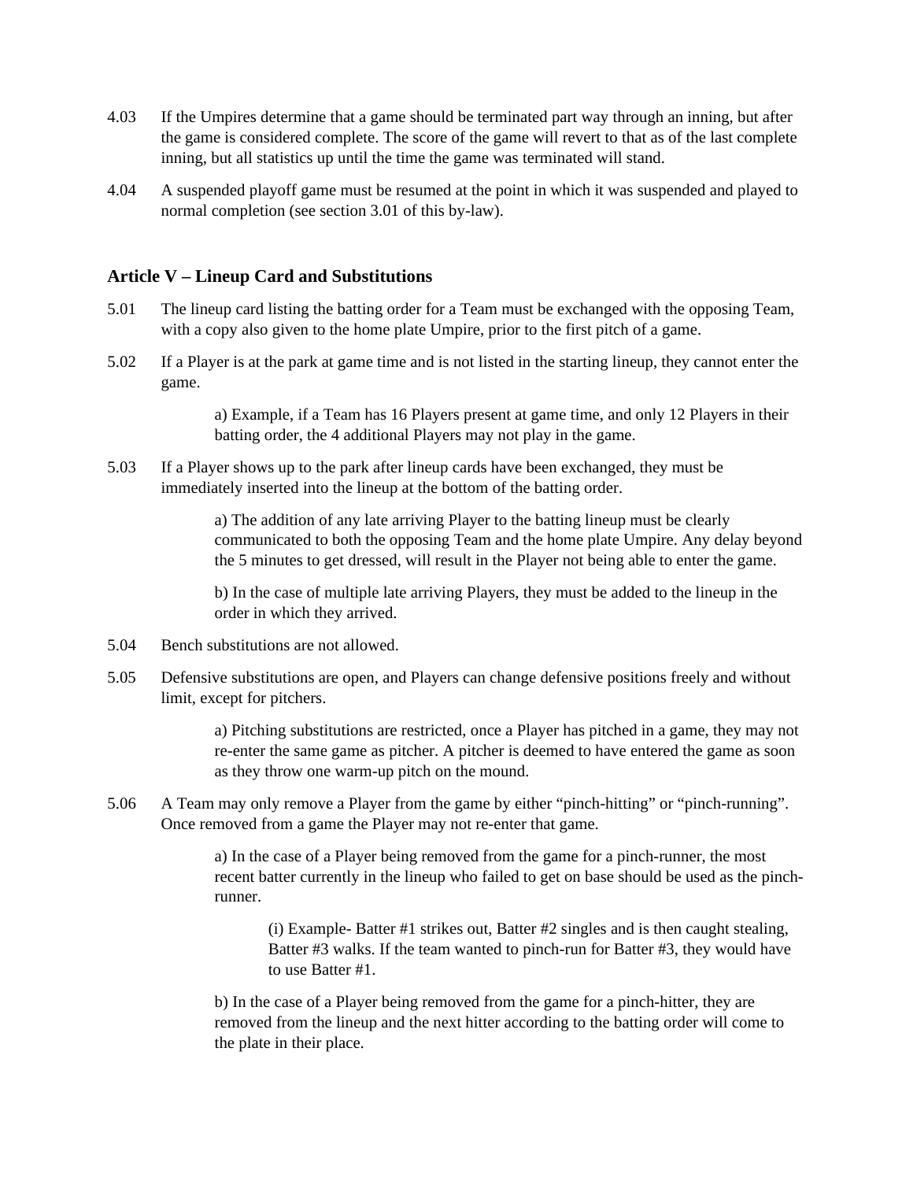4.03 If the Umpires determine that a game should be terminated part way through an inning, but after the game is considered complete. The score of the game will revert to that as of the last complete inning, but all statistics up until the time the game was terminated will stand.

4.04 A suspended playoff game must be resumed at the point in which it was suspended and played to normal completion (see section 3.01 of this by-law).

### Article V – Lineup Card and Substitutions

5.01 The lineup card listing the batting order for a Team must be exchanged with the opposing Team, with a copy also given to the home plate Umpire, prior to the first pitch of a game.

5.02 If a Player is at the park at game time and is not listed in the starting lineup, they cannot enter the game.

> a) Example, if a Team has 16 Players present at game time, and only 12 Players in their batting order, the 4 additional Players may not play in the game.

5.03 If a Player shows up to the park after lineup cards have been exchanged, they must be immediately inserted into the lineup at the bottom of the batting order.

> a) The addition of any late arriving Player to the batting lineup must be clearly communicated to both the opposing Team and the home plate Umpire. Any delay beyond the 5 minutes to get dressed, will result in the Player not being able to enter the game.
>
> b) In the case of multiple late arriving Players, they must be added to the lineup in the order in which they arrived.

5.04 Bench substitutions are not allowed.

5.05 Defensive substitutions are open, and Players can change defensive positions freely and without limit, except for pitchers.

> a) Pitching substitutions are restricted, once a Player has pitched in a game, they may not re-enter the same game as pitcher. A pitcher is deemed to have entered the game as soon as they throw one warm-up pitch on the mound.

5.06 A Team may only remove a Player from the game by either "pinch-hitting" or "pinch-running". Once removed from a game the Player may not re-enter that game.

> a) In the case of a Player being removed from the game for a pinch-runner, the most recent batter currently in the lineup who failed to get on base should be used as the pinch-runner.
>
> > (i) Example- Batter #1 strikes out, Batter #2 singles and is then caught stealing, Batter #3 walks. If the team wanted to pinch-run for Batter #3, they would have to use Batter #1.
>
> b) In the case of a Player being removed from the game for a pinch-hitter, they are removed from the lineup and the next hitter according to the batting order will come to the plate in their place.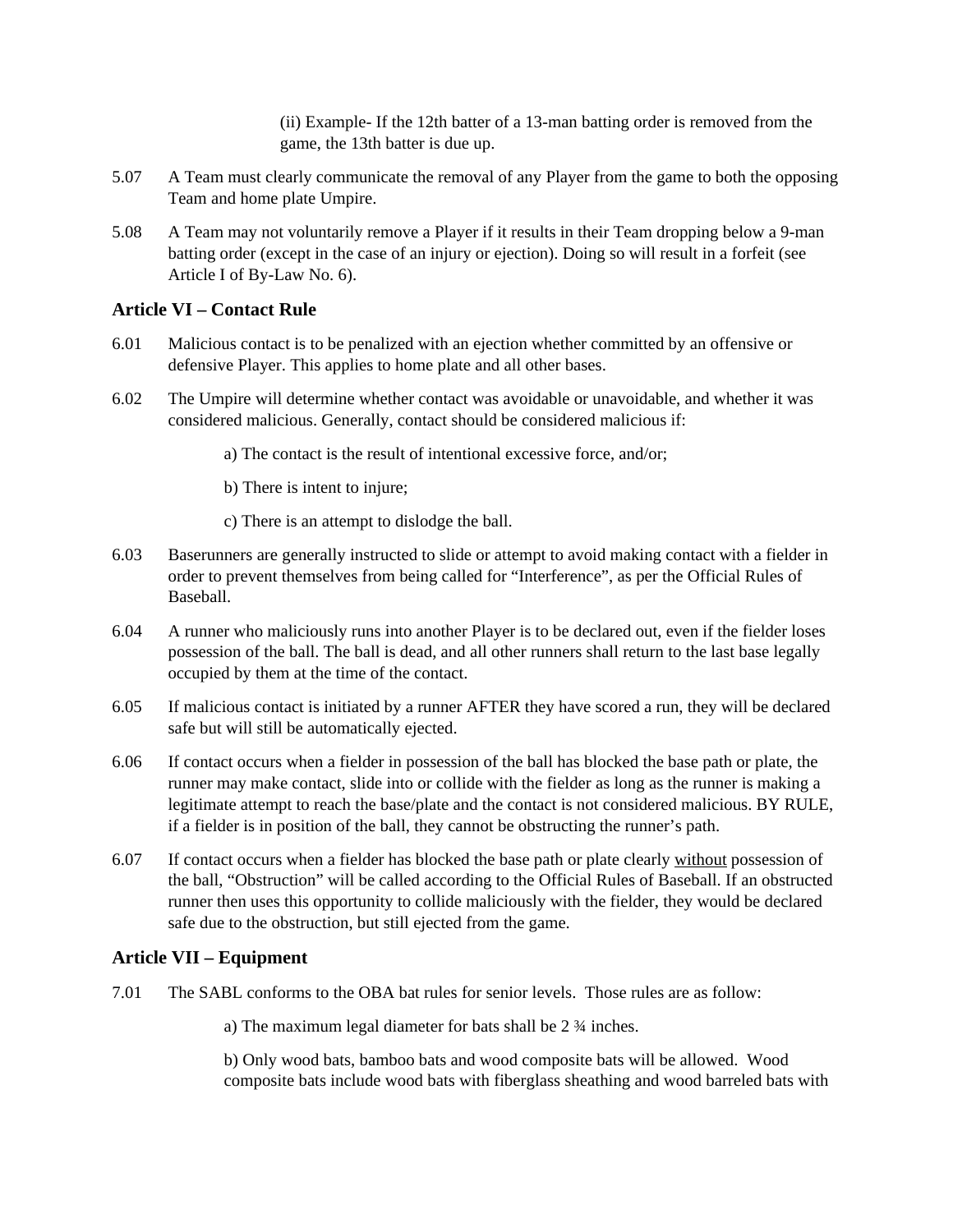(ii) Example- If the 12th batter of a 13-man batting order is removed from the game, the 13th batter is due up.

5.07 A Team must clearly communicate the removal of any Player from the game to both the opposing Team and home plate Umpire.

5.08 A Team may not voluntarily remove a Player if it results in their Team dropping below a 9-man batting order (except in the case of an injury or ejection). Doing so will result in a forfeit (see Article I of By-Law No. 6).

### Article VI – Contact Rule

6.01 Malicious contact is to be penalized with an ejection whether committed by an offensive or defensive Player. This applies to home plate and all other bases.

6.02 The Umpire will determine whether contact was avoidable or unavoidable, and whether it was considered malicious. Generally, contact should be considered malicious if:

a) The contact is the result of intentional excessive force, and/or;

b) There is intent to injure;

c) There is an attempt to dislodge the ball.

6.03 Baserunners are generally instructed to slide or attempt to avoid making contact with a fielder in order to prevent themselves from being called for "Interference", as per the Official Rules of Baseball.

6.04 A runner who maliciously runs into another Player is to be declared out, even if the fielder loses possession of the ball. The ball is dead, and all other runners shall return to the last base legally occupied by them at the time of the contact.

6.05 If malicious contact is initiated by a runner AFTER they have scored a run, they will be declared safe but will still be automatically ejected.

6.06 If contact occurs when a fielder in possession of the ball has blocked the base path or plate, the runner may make contact, slide into or collide with the fielder as long as the runner is making a legitimate attempt to reach the base/plate and the contact is not considered malicious. BY RULE, if a fielder is in position of the ball, they cannot be obstructing the runner's path.

6.07 If contact occurs when a fielder has blocked the base path or plate clearly <u>without</u> possession of the ball, "Obstruction" will be called according to the Official Rules of Baseball. If an obstructed runner then uses this opportunity to collide maliciously with the fielder, they would be declared safe due to the obstruction, but still ejected from the game.

### Article VII – Equipment

7.01 The SABL conforms to the OBA bat rules for senior levels. Those rules are as follow:

a) The maximum legal diameter for bats shall be 2 ¾ inches.

b) Only wood bats, bamboo bats and wood composite bats will be allowed. Wood composite bats include wood bats with fiberglass sheathing and wood barreled bats with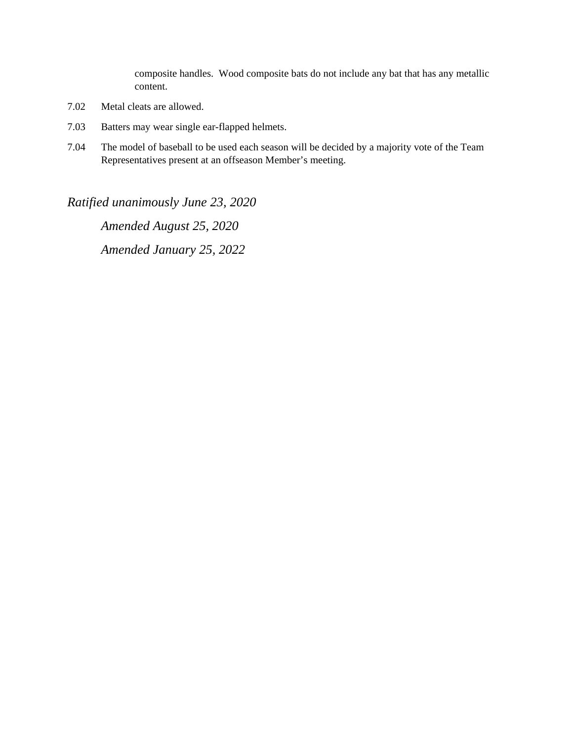composite handles.  Wood composite bats do not include any bat that has any metallic content.

7.02 Metal cleats are allowed.

7.03 Batters may wear single ear-flapped helmets.

7.04 The model of baseball to be used each season will be decided by a majority vote of the Team Representatives present at an offseason Member's meeting.

*Ratified unanimously June 23, 2020*

*Amended August 25, 2020*

*Amended January 25, 2022*